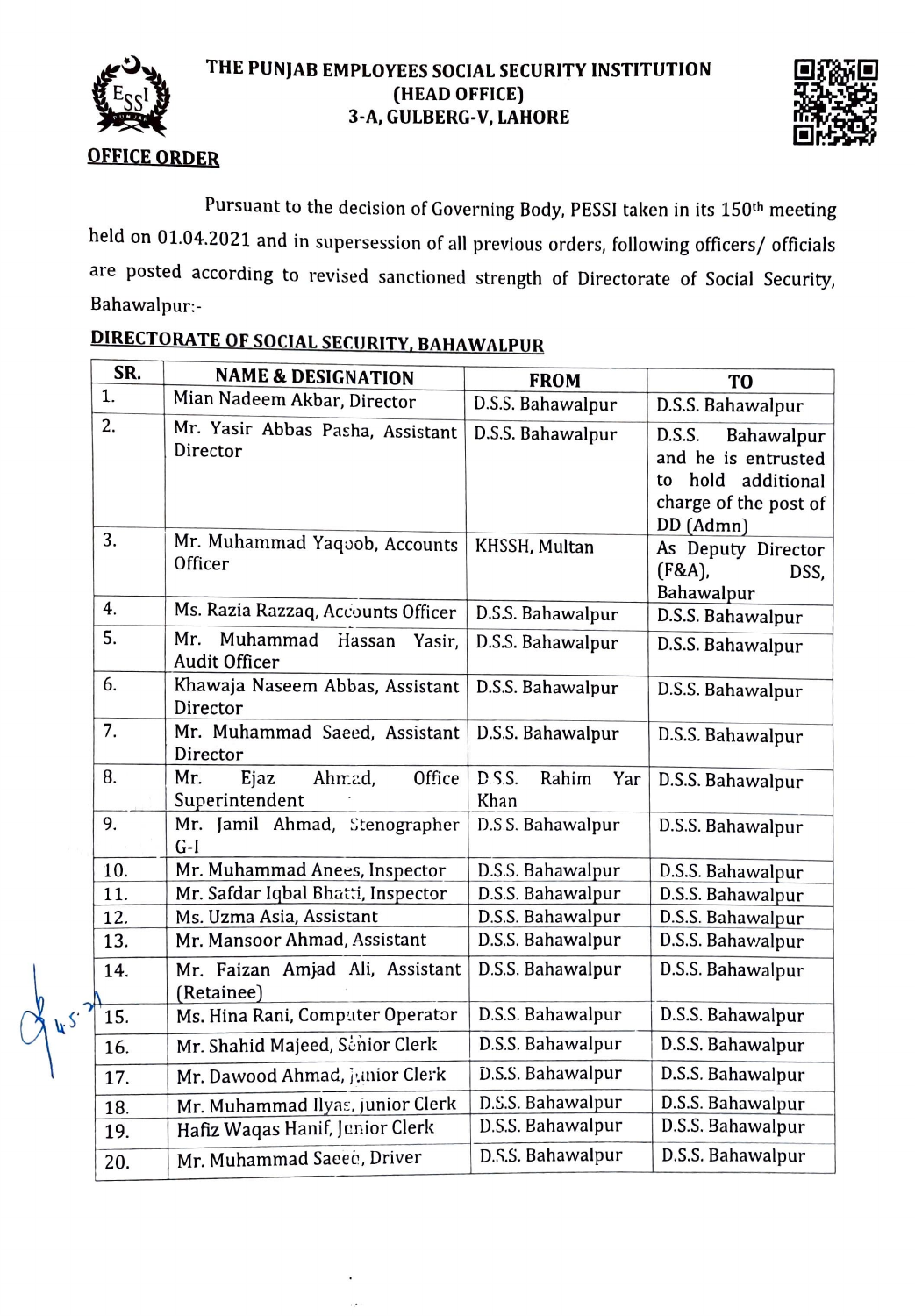# THE PUNJAB EMPLOYEES SOCIAL SECURITY INSTITUTION
## (HEAD OFFICE)
## 3-A, GULBERG-V, LAHORE

**OFFICE ORDER**

Pursuant to the decision of Governing Body, PESSI taken in its 150th meeting held on 01.04.2021 and in supersession of all previous orders, following officers/ officials are posted according to revised sanctioned strength of Directorate of Social Security, Bahawalpur:-

**DIRECTORATE OF SOCIAL SECURITY, BAHAWALPUR**

| SR. | NAME & DESIGNATION | FROM | TO |
|---|---|---|---|
| 1. | Mian Nadeem Akbar, Director | D.S.S. Bahawalpur | D.S.S. Bahawalpur |
| 2. | Mr. Yasir Abbas Pasha, Assistant Director | D.S.S. Bahawalpur | D.S.S. Bahawalpur and he is entrusted to hold additional charge of the post of DD (Admn) |
| 3. | Mr. Muhammad Yaqoob, Accounts Officer | KHSSH, Multan | As Deputy Director (F&A), DSS, Bahawalpur |
| 4. | Ms. Razia Razzaq, Accounts Officer | D.S.S. Bahawalpur | D.S.S. Bahawalpur |
| 5. | Mr. Muhammad Hassan Yasir, Audit Officer | D.S.S. Bahawalpur | D.S.S. Bahawalpur |
| 6. | Khawaja Naseem Abbas, Assistant Director | D.S.S. Bahawalpur | D.S.S. Bahawalpur |
| 7. | Mr. Muhammad Saeed, Assistant Director | D.S.S. Bahawalpur | D.S.S. Bahawalpur |
| 8. | Mr. Ejaz Ahmad, Office Superintendent | D.S.S. Rahim Yar Khan | D.S.S. Bahawalpur |
| 9. | Mr. Jamil Ahmad, Stenographer G-I | D.S.S. Bahawalpur | D.S.S. Bahawalpur |
| 10. | Mr. Muhammad Anees, Inspector | D.S.S. Bahawalpur | D.S.S. Bahawalpur |
| 11. | Mr. Safdar Iqbal Bhatti, Inspector | D.S.S. Bahawalpur | D.S.S. Bahawalpur |
| 12. | Ms. Uzma Asia, Assistant | D.S.S. Bahawalpur | D.S.S. Bahawalpur |
| 13. | Mr. Mansoor Ahmad, Assistant | D.S.S. Bahawalpur | D.S.S. Bahawalpur |
| 14. | Mr. Faizan Amjad Ali, Assistant (Retainee) | D.S.S. Bahawalpur | D.S.S. Bahawalpur |
| 15. | Ms. Hina Rani, Computer Operator | D.S.S. Bahawalpur | D.S.S. Bahawalpur |
| 16. | Mr. Shahid Majeed, Senior Clerk | D.S.S. Bahawalpur | D.S.S. Bahawalpur |
| 17. | Mr. Dawood Ahmad, Junior Clerk | D.S.S. Bahawalpur | D.S.S. Bahawalpur |
| 18. | Mr. Muhammad Ilyas, Junior Clerk | D.S.S. Bahawalpur | D.S.S. Bahawalpur |
| 19. | Hafiz Waqas Hanif, Junior Clerk | D.S.S. Bahawalpur | D.S.S. Bahawalpur |
| 20. | Mr. Muhammad Saeed, Driver | D.S.S. Bahawalpur | D.S.S. Bahawalpur |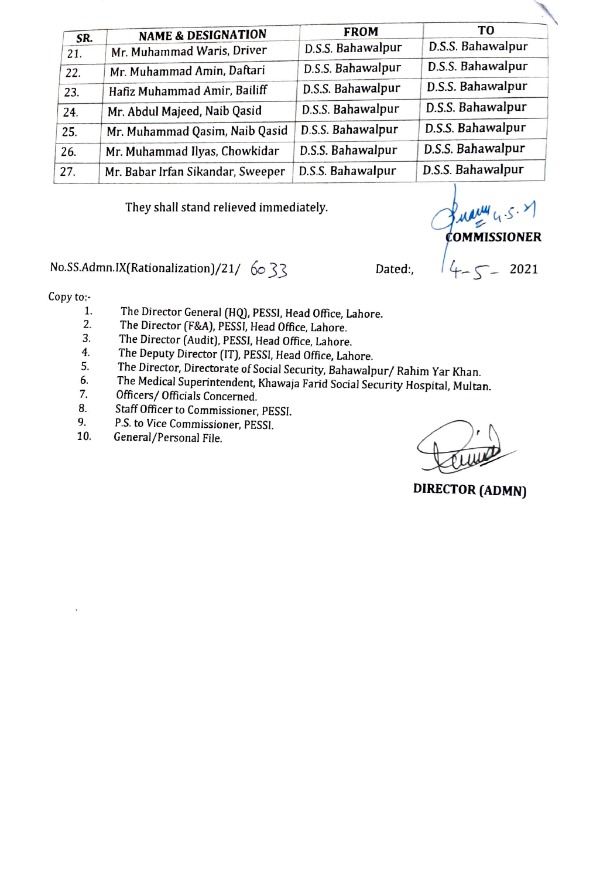| SR. | NAME & DESIGNATION | FROM | TO |
|---|---|---|---|
| 21. | Mr. Muhammad Waris, Driver | D.S.S. Bahawalpur | D.S.S. Bahawalpur |
| 22. | Mr. Muhammad Amin, Daftari | D.S.S. Bahawalpur | D.S.S. Bahawalpur |
| 23. | Hafiz Muhammad Amir, Bailiff | D.S.S. Bahawalpur | D.S.S. Bahawalpur |
| 24. | Mr. Abdul Majeed, Naib Qasid | D.S.S. Bahawalpur | D.S.S. Bahawalpur |
| 25. | Mr. Muhammad Qasim, Naib Qasid | D.S.S. Bahawalpur | D.S.S. Bahawalpur |
| 26. | Mr. Muhammad Ilyas, Chowkidar | D.S.S. Bahawalpur | D.S.S. Bahawalpur |
| 27. | Mr. Babar Irfan Sikandar, Sweeper | D.S.S. Bahawalpur | D.S.S. Bahawalpur |

They shall stand relieved immediately.

4.5.21

**COMMISSIONER**

No.SS.Admn.IX(Rationalization)/21/ 6033 Dated:, 4-5- 2021

Copy to:-

1. The Director General (HQ), PESSI, Head Office, Lahore.
2. The Director (F&A), PESSI, Head Office, Lahore.
3. The Director (Audit), PESSI, Head Office, Lahore.
4. The Deputy Director (IT), PESSI, Head Office, Lahore.
5. The Director, Directorate of Social Security, Bahawalpur/ Rahim Yar Khan.
6. The Medical Superintendent, Khawaja Farid Social Security Hospital, Multan.
7. Officers/ Officials Concerned.
8. Staff Officer to Commissioner, PESSI.
9. P.S. to Vice Commissioner, PESSI.
10. General/Personal File.

**DIRECTOR (ADMN)**